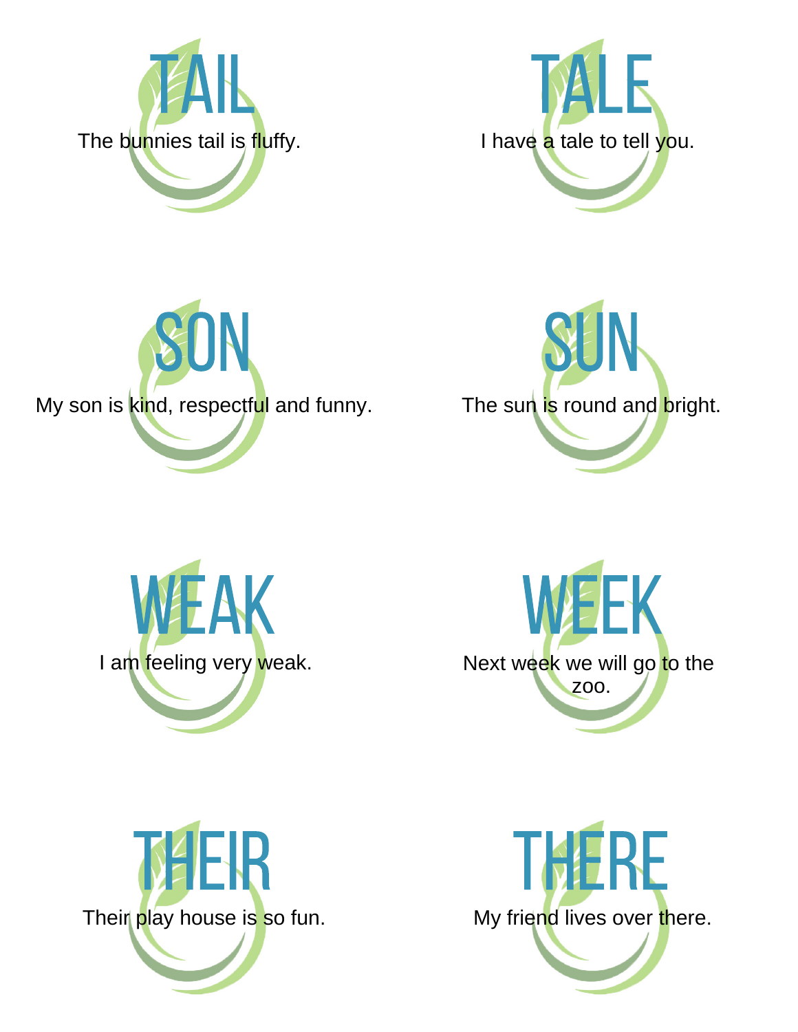## TAIL

The bunnies tail is fluffy.

## TALE

I have a tale to tell you.

## SON

My son is kind, respectful and funny.

## SUN

The sun is round and bright.

## WEAK

I am feeling very weak.

## WEEK

Next week we will go to the zoo.

## THEIR

Their play house is so fun.

## THERE

My friend lives over there.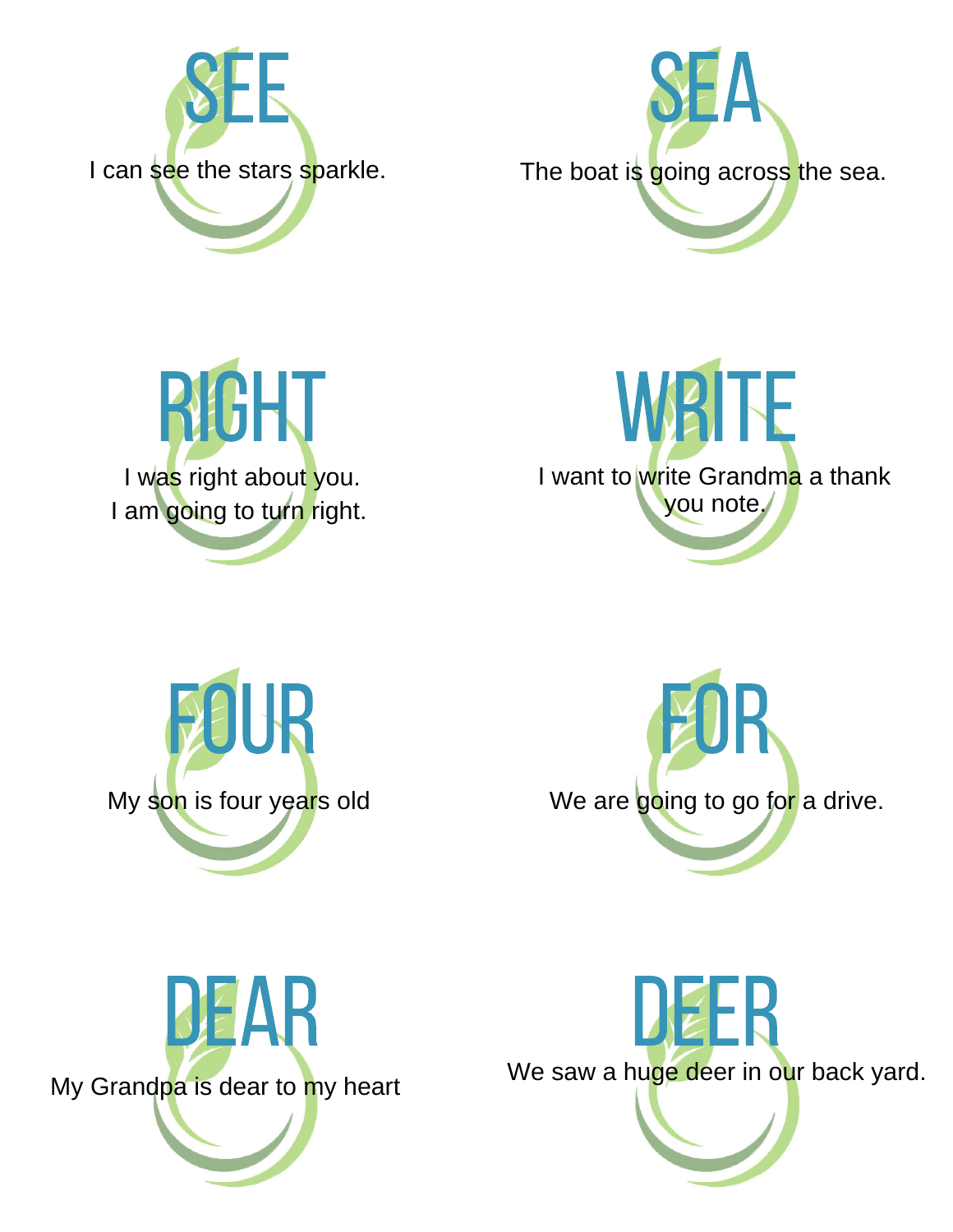## SEE

I can see the stars sparkle.

## SEA

The boat is going across the sea.

## RIGHT

I was right about you.
I am going to turn right.

## WRITE

I want to write Grandma a thank you note.

## FOUR

My son is four years old

## FOR

We are going to go for a drive.

## DEAR

My Grandpa is dear to my heart

## DEER

We saw a huge deer in our back yard.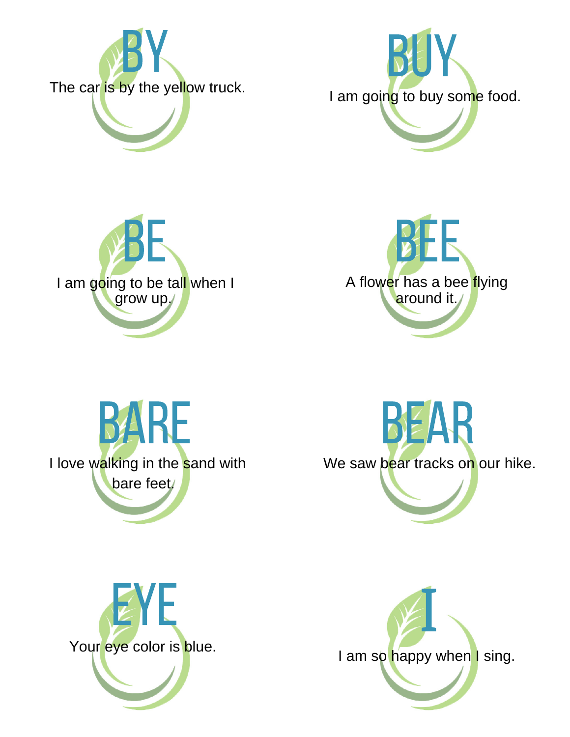# BY

The car is by the yellow truck.

# BUY

I am going to buy some food.

# BE

I am going to be tall when I grow up.

# BEE

A flower has a bee flying around it.

# BARE

I love walking in the sand with bare feet.

# BEAR

We saw bear tracks on our hike.

# EYE

Your eye color is blue.

# I

I am so happy when I sing.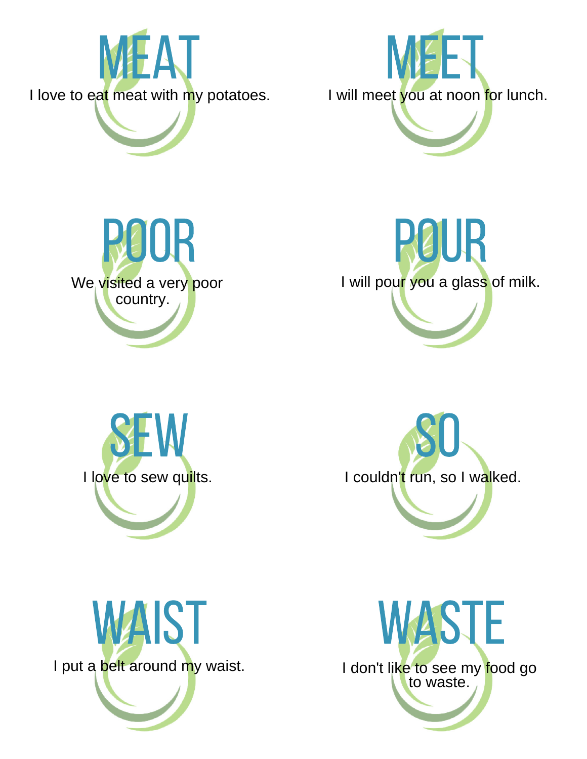# MEAT

I love to eat meat with my potatoes.

# MEET

I will meet you at noon for lunch.

# POOR

We visited a very poor country.

# POUR

I will pour you a glass of milk.

# SEW

I love to sew quilts.

# SO

I couldn't run, so I walked.

# WAIST

I put a belt around my waist.

# WASTE

I don't like to see my food go to waste.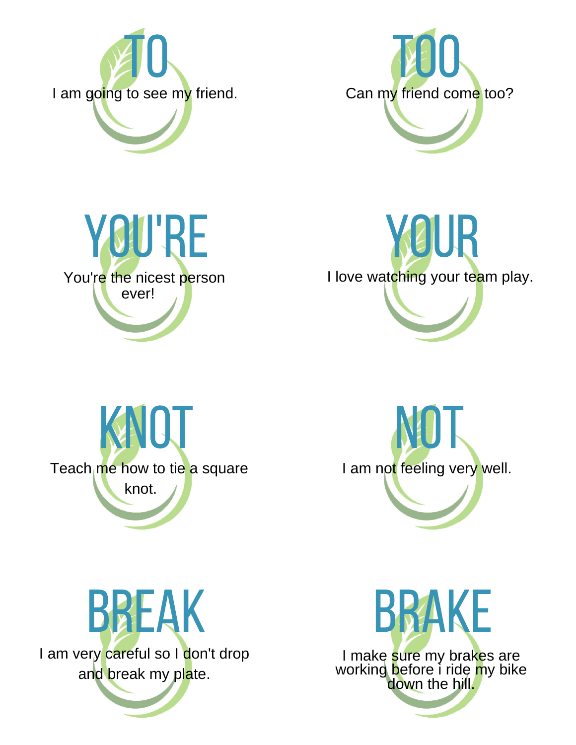## TO

I am going to see my friend.

## TOO

Can my friend come too?

## YOU'RE

You're the nicest person ever!

## YOUR

I love watching your team play.

## KNOT

Teach me how to tie a square knot.

## NOT

I am not feeling very well.

## BREAK

I am very careful so I don't drop and break my plate.

## BRAKE

I make sure my brakes are working before i ride my bike down the hill.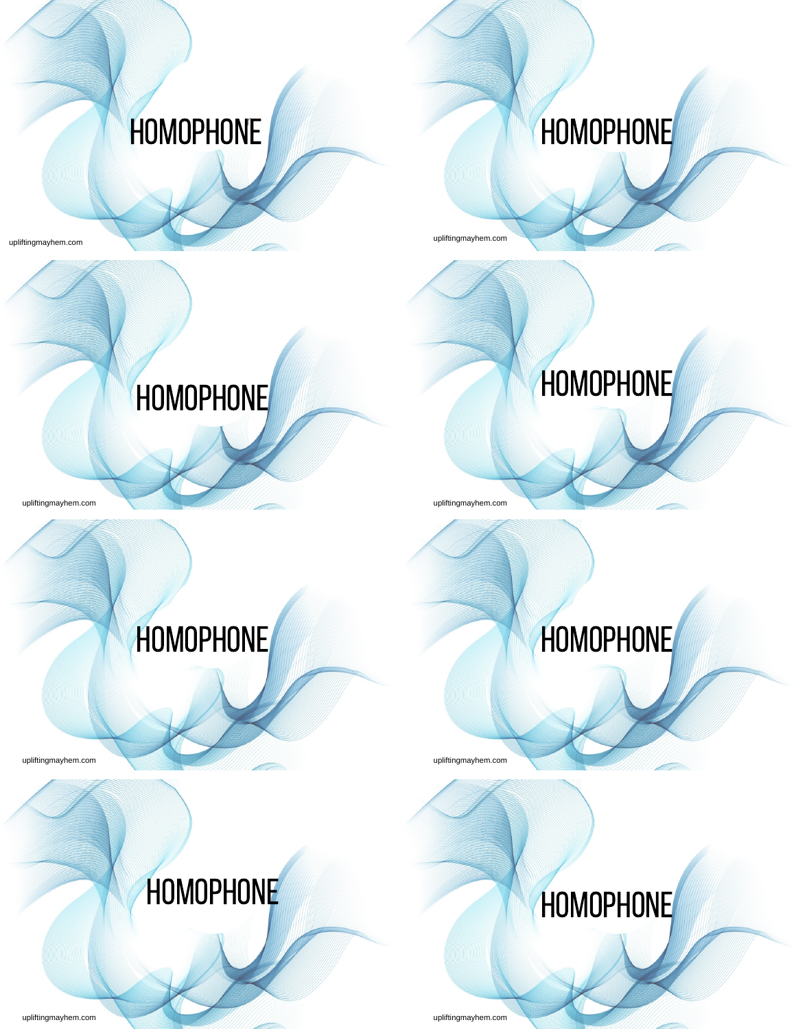HOMOPHONE

uplifitingmayhem.com

HOMOPHONE

upliftingmayhem.com

HOMOPHONE

upliftingmayhem.com

HOMOPHONE

upliftingmayhem.com

HOMOPHONE

upliftingmayhem.com

HOMOPHONE

upliftingmayhem.com

HOMOPHONE

upliftingmayhem.com

HOMOPHONE

upliftingmayhem.com